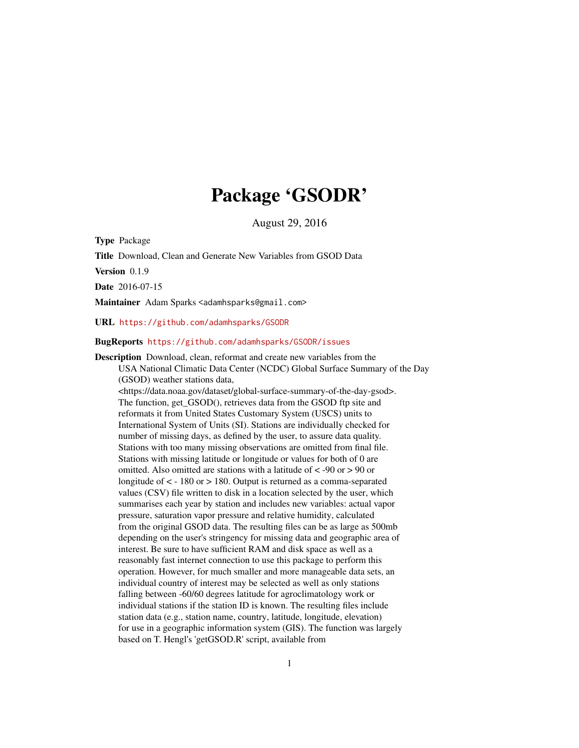# Package 'GSODR'

August 29, 2016

**Type** Package

**Title** Download, Clean and Generate New Variables from GSOD Data

**Version** 0.1.9

**Date** 2016-07-15

**Maintainer** Adam Sparks <adamhsparks@gmail.com>

**URL** https://github.com/adamhsparks/GSODR

**BugReports** https://github.com/adamhsparks/GSODR/issues

**Description** Download, clean, reformat and create new variables from the USA National Climatic Data Center (NCDC) Global Surface Summary of the Day (GSOD) weather stations data, <https://data.noaa.gov/dataset/global-surface-summary-of-the-day-gsod>. The function, get_GSOD(), retrieves data from the GSOD ftp site and reformats it from United States Customary System (USCS) units to International System of Units (SI). Stations are individually checked for number of missing days, as defined by the user, to assure data quality. Stations with too many missing observations are omitted from final file. Stations with missing latitude or longitude or values for both of 0 are omitted. Also omitted are stations with a latitude of < -90 or > 90 or longitude of < - 180 or > 180. Output is returned as a comma-separated values (CSV) file written to disk in a location selected by the user, which summarises each year by station and includes new variables: actual vapor pressure, saturation vapor pressure and relative humidity, calculated from the original GSOD data. The resulting files can be as large as 500mb depending on the user's stringency for missing data and geographic area of interest. Be sure to have sufficient RAM and disk space as well as a reasonably fast internet connection to use this package to perform this operation. However, for much smaller and more manageable data sets, an individual country of interest may be selected as well as only stations falling between -60/60 degrees latitude for agroclimatology work or individual stations if the station ID is known. The resulting files include station data (e.g., station name, country, latitude, longitude, elevation) for use in a geographic information system (GIS). The function was largely based on T. Hengl's 'getGSOD.R' script, available from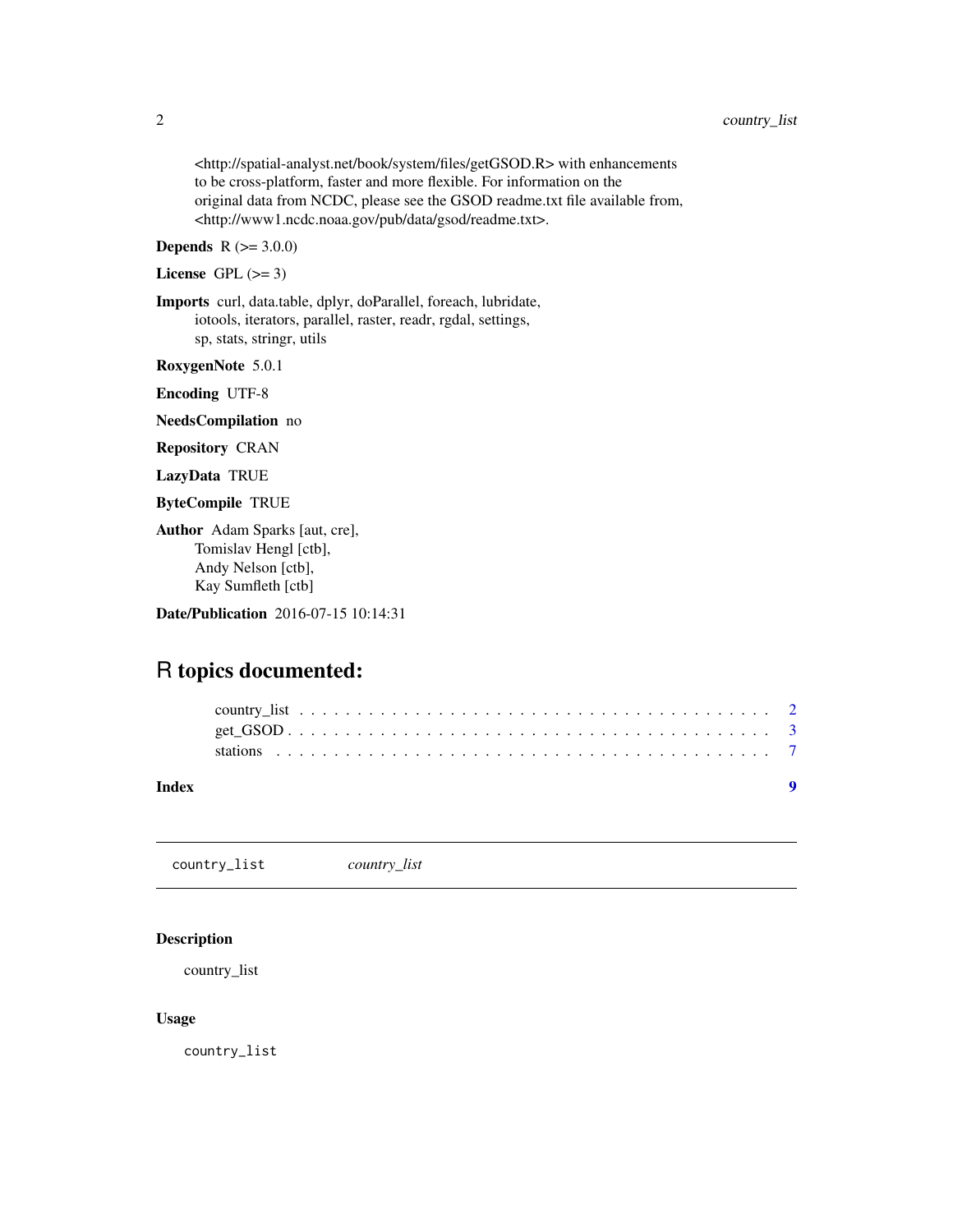<http://spatial-analyst.net/book/system/files/getGSOD.R> with enhancements to be cross-platform, faster and more flexible. For information on the original data from NCDC, please see the GSOD readme.txt file available from, <http://www1.ncdc.noaa.gov/pub/data/gsod/readme.txt>.

**Depends** R (>= 3.0.0)

**License** GPL (>= 3)

**Imports** curl, data.table, dplyr, doParallel, foreach, lubridate, iotools, iterators, parallel, raster, readr, rgdal, settings, sp, stats, stringr, utils

**RoxygenNote** 5.0.1

**Encoding** UTF-8

**NeedsCompilation** no

**Repository** CRAN

**LazyData** TRUE

**ByteCompile** TRUE

**Author** Adam Sparks [aut, cre], Tomislav Hengl [ctb], Andy Nelson [ctb], Kay Sumfleth [ctb]

**Date/Publication** 2016-07-15 10:14:31

# R topics documented:

- country_list . . . . . . . . . . . . . . . . . . . . . . . . . . . . . . . . . . . . . . . . . . 2
- get_GSOD . . . . . . . . . . . . . . . . . . . . . . . . . . . . . . . . . . . . . . . . . . . 3
- stations . . . . . . . . . . . . . . . . . . . . . . . . . . . . . . . . . . . . . . . . . . . . 7

**Index** 9

---

## country_list    *country_list*

---

### Description

country_list

### Usage

```
country_list
```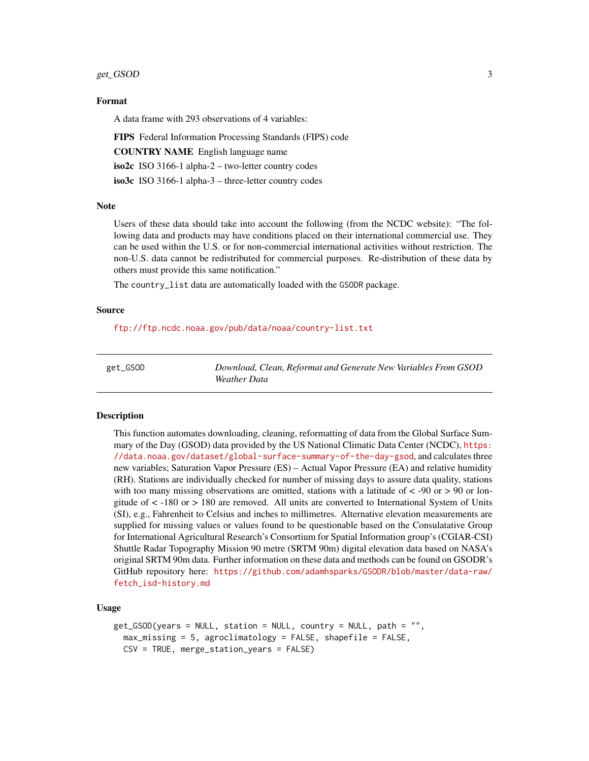### Format

A data frame with 293 observations of 4 variables:

**FIPS** Federal Information Processing Standards (FIPS) code

**COUNTRY NAME** English language name

**iso2c** ISO 3166-1 alpha-2 – two-letter country codes

**iso3c** ISO 3166-1 alpha-3 – three-letter country codes

### Note

Users of these data should take into account the following (from the NCDC website): "The following data and products may have conditions placed on their international commercial use. They can be used within the U.S. or for non-commercial international activities without restriction. The non-U.S. data cannot be redistributed for commercial purposes. Re-distribution of these data by others must provide this same notification."

The `country_list` data are automatically loaded with the `GSODR` package.

### Source

ftp://ftp.ncdc.noaa.gov/pub/data/noaa/country-list.txt

---

## get_GSOD — *Download, Clean, Reformat and Generate New Variables From GSOD Weather Data*

---

### Description

This function automates downloading, cleaning, reformatting of data from the Global Surface Summary of the Day (GSOD) data provided by the US National Climatic Data Center (NCDC), https://data.noaa.gov/dataset/global-surface-summary-of-the-day-gsod, and calculates three new variables; Saturation Vapor Pressure (ES) – Actual Vapor Pressure (EA) and relative humidity (RH). Stations are individually checked for number of missing days to assure data quality, stations with too many missing observations are omitted, stations with a latitude of < -90 or > 90 or longitude of < -180 or > 180 are removed. All units are converted to International System of Units (SI), e.g., Fahrenheit to Celsius and inches to millimetres. Alternative elevation measurements are supplied for missing values or values found to be questionable based on the Consulatative Group for International Agricultural Research's Consortium for Spatial Information group's (CGIAR-CSI) Shuttle Radar Topography Mission 90 metre (SRTM 90m) digital elevation data based on NASA's original SRTM 90m data. Further information on these data and methods can be found on GSODR's GitHub repository here: https://github.com/adamhsparks/GSODR/blob/master/data-raw/fetch_isd-history.md

### Usage

```
get_GSOD(years = NULL, station = NULL, country = NULL, path = "",
  max_missing = 5, agroclimatology = FALSE, shapefile = FALSE,
  CSV = TRUE, merge_station_years = FALSE)
```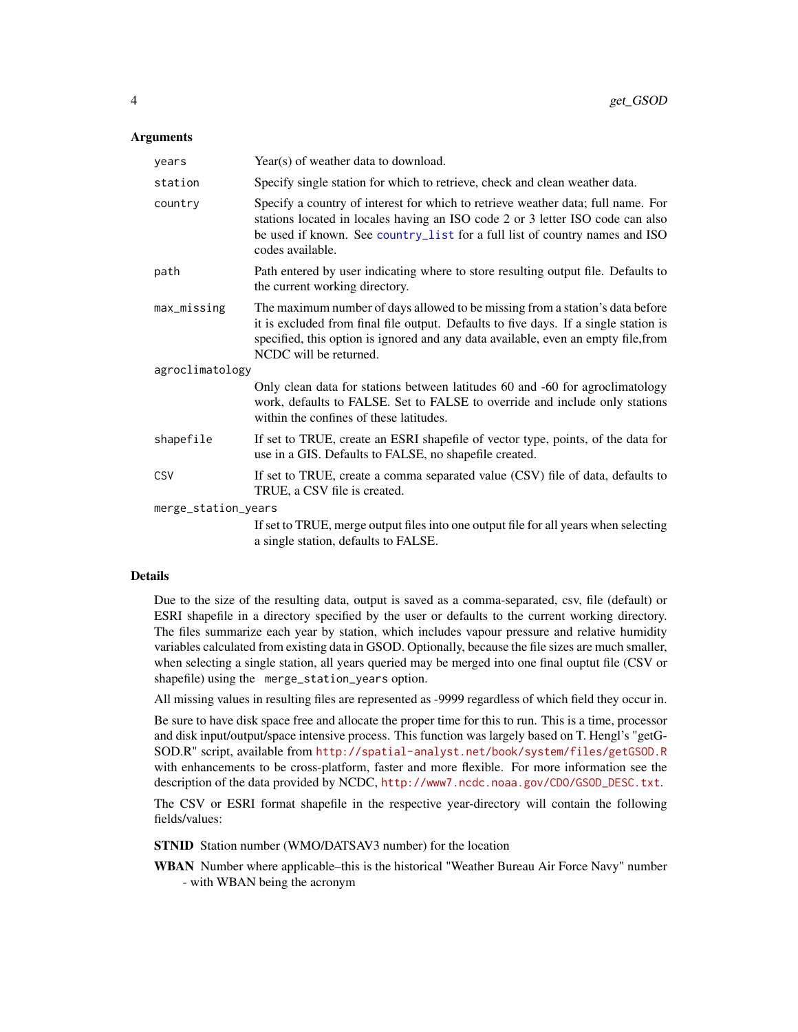## Arguments

| | |
|---|---|
| `years` | Year(s) of weather data to download. |
| `station` | Specify single station for which to retrieve, check and clean weather data. |
| `country` | Specify a country of interest for which to retrieve weather data; full name. For stations located in locales having an ISO code 2 or 3 letter ISO code can also be used if known. See `country_list` for a full list of country names and ISO codes available. |
| `path` | Path entered by user indicating where to store resulting output file. Defaults to the current working directory. |
| `max_missing` | The maximum number of days allowed to be missing from a station's data before it is excluded from final file output. Defaults to five days. If a single station is specified, this option is ignored and any data available, even an empty file,from NCDC will be returned. |
| `agroclimatology` | Only clean data for stations between latitudes 60 and -60 for agroclimatology work, defaults to FALSE. Set to FALSE to override and include only stations within the confines of these latitudes. |
| `shapefile` | If set to TRUE, create an ESRI shapefile of vector type, points, of the data for use in a GIS. Defaults to FALSE, no shapefile created. |
| `CSV` | If set to TRUE, create a comma separated value (CSV) file of data, defaults to TRUE, a CSV file is created. |
| `merge_station_years` | If set to TRUE, merge output files into one output file for all years when selecting a single station, defaults to FALSE. |

## Details

Due to the size of the resulting data, output is saved as a comma-separated, csv, file (default) or ESRI shapefile in a directory specified by the user or defaults to the current working directory. The files summarize each year by station, which includes vapour pressure and relative humidity variables calculated from existing data in GSOD. Optionally, because the file sizes are much smaller, when selecting a single station, all years queried may be merged into one final ouptut file (CSV or shapefile) using the `merge_station_years` option.

All missing values in resulting files are represented as -9999 regardless of which field they occur in.

Be sure to have disk space free and allocate the proper time for this to run. This is a time, processor and disk input/output/space intensive process. This function was largely based on T. Hengl's "getGSOD.R" script, available from http://spatial-analyst.net/book/system/files/getGSOD.R with enhancements to be cross-platform, faster and more flexible. For more information see the description of the data provided by NCDC, http://www7.ncdc.noaa.gov/CDO/GSOD_DESC.txt.

The CSV or ESRI format shapefile in the respective year-directory will contain the following fields/values:

**STNID** Station number (WMO/DATSAV3 number) for the location

**WBAN** Number where applicable–this is the historical "Weather Bureau Air Force Navy" number - with WBAN being the acronym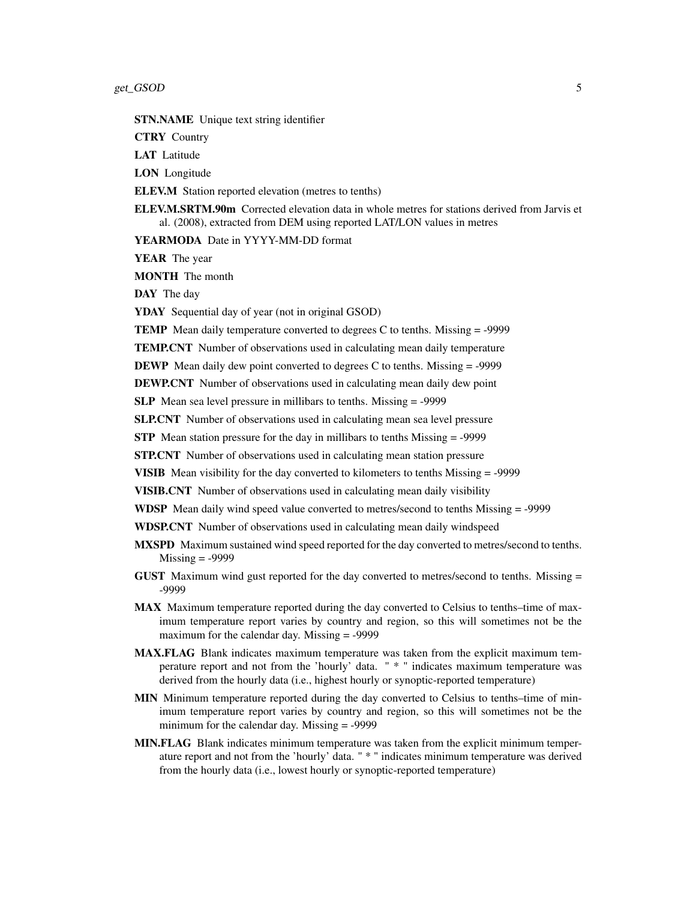**STN.NAME** Unique text string identifier

**CTRY** Country

**LAT** Latitude

**LON** Longitude

**ELEV.M** Station reported elevation (metres to tenths)

**ELEV.M.SRTM.90m** Corrected elevation data in whole metres for stations derived from Jarvis et al. (2008), extracted from DEM using reported LAT/LON values in metres

**YEARMODA** Date in YYYY-MM-DD format

**YEAR** The year

**MONTH** The month

**DAY** The day

**YDAY** Sequential day of year (not in original GSOD)

**TEMP** Mean daily temperature converted to degrees C to tenths. Missing = -9999

**TEMP.CNT** Number of observations used in calculating mean daily temperature

**DEWP** Mean daily dew point converted to degrees C to tenths. Missing = -9999

**DEWP.CNT** Number of observations used in calculating mean daily dew point

**SLP** Mean sea level pressure in millibars to tenths. Missing = -9999

**SLP.CNT** Number of observations used in calculating mean sea level pressure

**STP** Mean station pressure for the day in millibars to tenths Missing = -9999

**STP.CNT** Number of observations used in calculating mean station pressure

**VISIB** Mean visibility for the day converted to kilometers to tenths Missing = -9999

**VISIB.CNT** Number of observations used in calculating mean daily visibility

**WDSP** Mean daily wind speed value converted to metres/second to tenths Missing = -9999

**WDSP.CNT** Number of observations used in calculating mean daily windspeed

**MXSPD** Maximum sustained wind speed reported for the day converted to metres/second to tenths. Missing = -9999

**GUST** Maximum wind gust reported for the day converted to metres/second to tenths. Missing = -9999

**MAX** Maximum temperature reported during the day converted to Celsius to tenths–time of maximum temperature report varies by country and region, so this will sometimes not be the maximum for the calendar day. Missing = -9999

**MAX.FLAG** Blank indicates maximum temperature was taken from the explicit maximum temperature report and not from the 'hourly' data. " * " indicates maximum temperature was derived from the hourly data (i.e., highest hourly or synoptic-reported temperature)

**MIN** Minimum temperature reported during the day converted to Celsius to tenths–time of minimum temperature report varies by country and region, so this will sometimes not be the minimum for the calendar day. Missing = -9999

**MIN.FLAG** Blank indicates minimum temperature was taken from the explicit minimum temperature report and not from the 'hourly' data. " * " indicates minimum temperature was derived from the hourly data (i.e., lowest hourly or synoptic-reported temperature)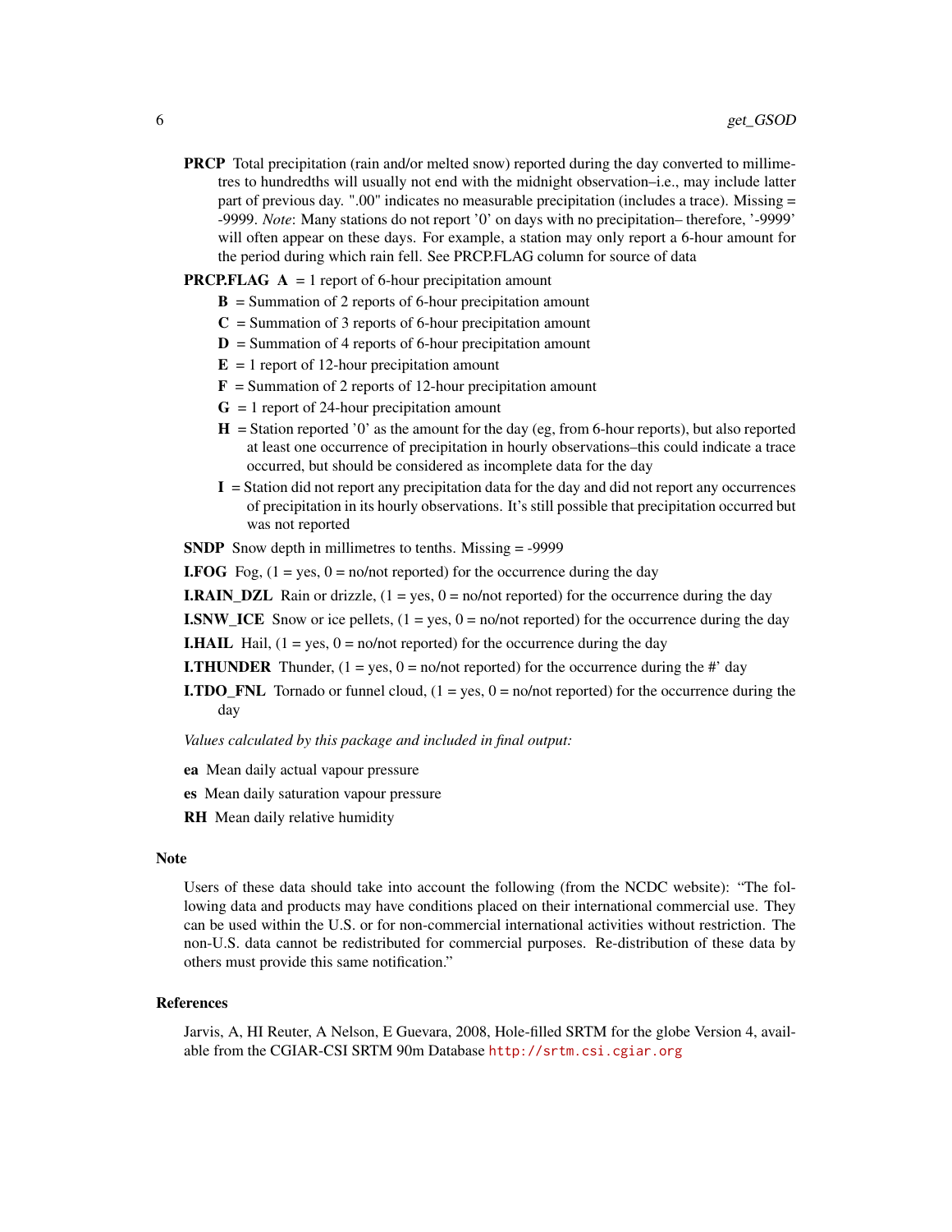**PRCP** Total precipitation (rain and/or melted snow) reported during the day converted to millimetres to hundredths will usually not end with the midnight observation–i.e., may include latter part of previous day. ".00" indicates no measurable precipitation (includes a trace). Missing = -9999. *Note*: Many stations do not report '0' on days with no precipitation– therefore, '-9999' will often appear on these days. For example, a station may only report a 6-hour amount for the period during which rain fell. See PRCP.FLAG column for source of data

**PRCP.FLAG** **A** = 1 report of 6-hour precipitation amount

- **B** = Summation of 2 reports of 6-hour precipitation amount
- **C** = Summation of 3 reports of 6-hour precipitation amount
- **D** = Summation of 4 reports of 6-hour precipitation amount
- **E** = 1 report of 12-hour precipitation amount
- **F** = Summation of 2 reports of 12-hour precipitation amount
- **G** = 1 report of 24-hour precipitation amount
- **H** = Station reported '0' as the amount for the day (eg, from 6-hour reports), but also reported at least one occurrence of precipitation in hourly observations–this could indicate a trace occurred, but should be considered as incomplete data for the day
- **I** = Station did not report any precipitation data for the day and did not report any occurrences of precipitation in its hourly observations. It's still possible that precipitation occurred but was not reported

**SNDP** Snow depth in millimetres to tenths. Missing = -9999

**I.FOG** Fog, (1 = yes, 0 = no/not reported) for the occurrence during the day

**I.RAIN_DZL** Rain or drizzle, (1 = yes, 0 = no/not reported) for the occurrence during the day

**I.SNW_ICE** Snow or ice pellets, (1 = yes, 0 = no/not reported) for the occurrence during the day

**I.HAIL** Hail, (1 = yes, 0 = no/not reported) for the occurrence during the day

**I.THUNDER** Thunder, (1 = yes, 0 = no/not reported) for the occurrence during the #' day

**I.TDO_FNL** Tornado or funnel cloud, (1 = yes, 0 = no/not reported) for the occurrence during the day

*Values calculated by this package and included in final output:*

**ea** Mean daily actual vapour pressure

**es** Mean daily saturation vapour pressure

**RH** Mean daily relative humidity

## Note

Users of these data should take into account the following (from the NCDC website): "The following data and products may have conditions placed on their international commercial use. They can be used within the U.S. or for non-commercial international activities without restriction. The non-U.S. data cannot be redistributed for commercial purposes. Re-distribution of these data by others must provide this same notification."

## References

Jarvis, A, HI Reuter, A Nelson, E Guevara, 2008, Hole-filled SRTM for the globe Version 4, available from the CGIAR-CSI SRTM 90m Database http://srtm.csi.cgiar.org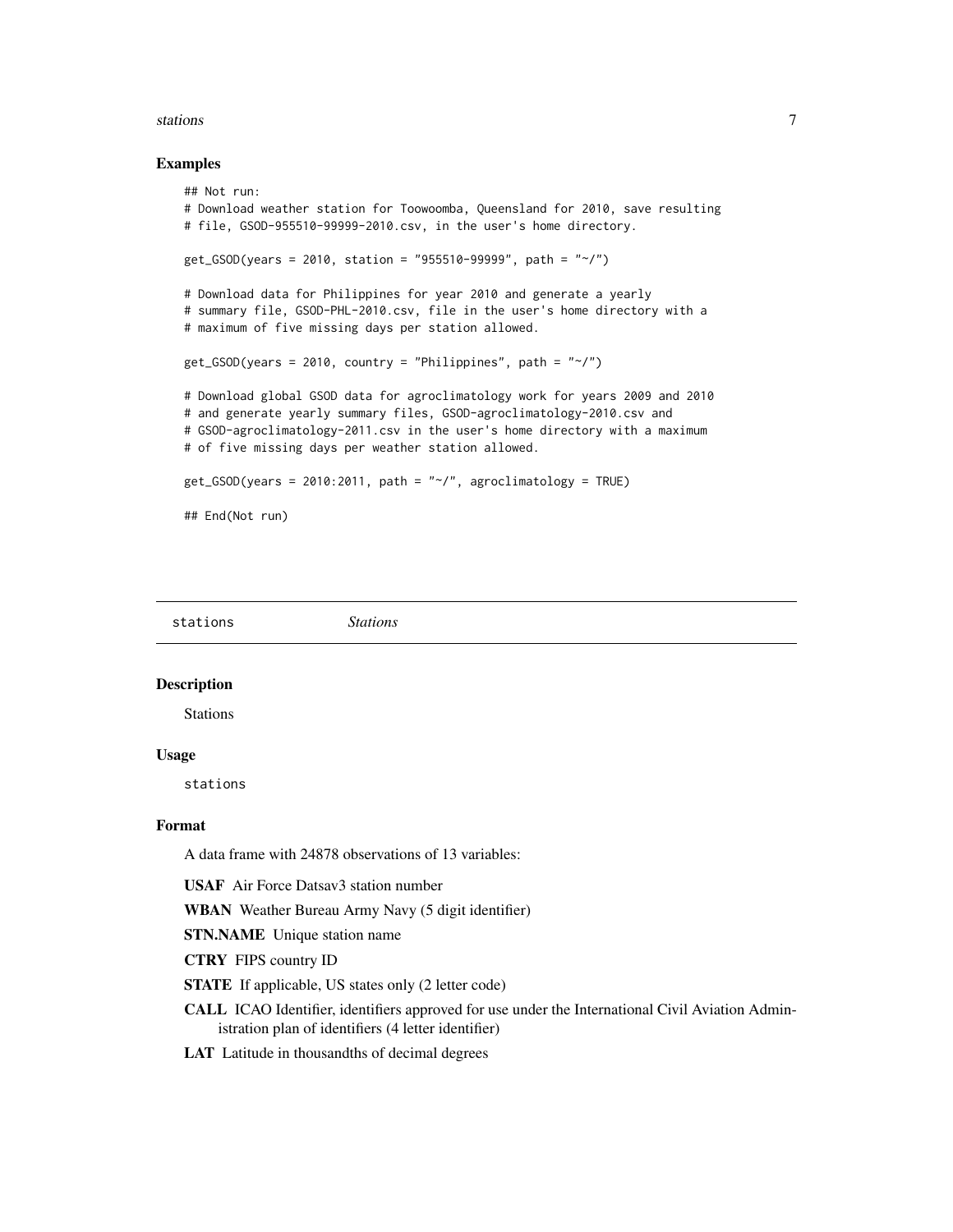## Examples

```
## Not run:
# Download weather station for Toowoomba, Queensland for 2010, save resulting
# file, GSOD-955510-99999-2010.csv, in the user's home directory.

get_GSOD(years = 2010, station = "955510-99999", path = "~/")

# Download data for Philippines for year 2010 and generate a yearly
# summary file, GSOD-PHL-2010.csv, file in the user's home directory with a
# maximum of five missing days per station allowed.

get_GSOD(years = 2010, country = "Philippines", path = "~/")

# Download global GSOD data for agroclimatology work for years 2009 and 2010
# and generate yearly summary files, GSOD-agroclimatology-2010.csv and
# GSOD-agroclimatology-2011.csv in the user's home directory with a maximum
# of five missing days per weather station allowed.

get_GSOD(years = 2010:2011, path = "~/", agroclimatology = TRUE)

## End(Not run)
```

---

stations    *Stations*

---

## Description

Stations

## Usage

```
stations
```

## Format

A data frame with 24878 observations of 13 variables:

**USAF** Air Force Datsav3 station number

**WBAN** Weather Bureau Army Navy (5 digit identifier)

**STN.NAME** Unique station name

**CTRY** FIPS country ID

**STATE** If applicable, US states only (2 letter code)

**CALL** ICAO Identifier, identifiers approved for use under the International Civil Aviation Administration plan of identifiers (4 letter identifier)

**LAT** Latitude in thousandths of decimal degrees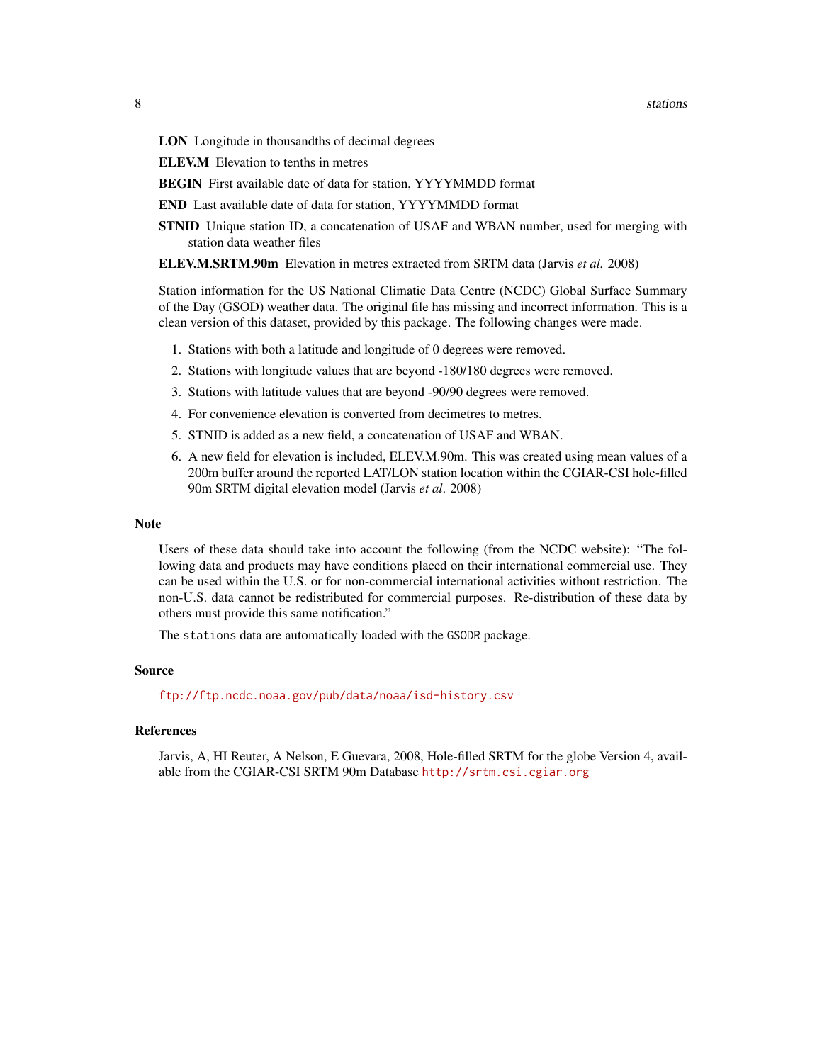**LON** Longitude in thousandths of decimal degrees

**ELEV.M** Elevation to tenths in metres

**BEGIN** First available date of data for station, YYYYMMDD format

**END** Last available date of data for station, YYYYMMDD format

**STNID** Unique station ID, a concatenation of USAF and WBAN number, used for merging with station data weather files

**ELEV.M.SRTM.90m** Elevation in metres extracted from SRTM data (Jarvis *et al.* 2008)

Station information for the US National Climatic Data Centre (NCDC) Global Surface Summary of the Day (GSOD) weather data. The original file has missing and incorrect information. This is a clean version of this dataset, provided by this package. The following changes were made.

1. Stations with both a latitude and longitude of 0 degrees were removed.
2. Stations with longitude values that are beyond -180/180 degrees were removed.
3. Stations with latitude values that are beyond -90/90 degrees were removed.
4. For convenience elevation is converted from decimetres to metres.
5. STNID is added as a new field, a concatenation of USAF and WBAN.
6. A new field for elevation is included, ELEV.M.90m. This was created using mean values of a 200m buffer around the reported LAT/LON station location within the CGIAR-CSI hole-filled 90m SRTM digital elevation model (Jarvis *et al*. 2008)

## Note

Users of these data should take into account the following (from the NCDC website): "The following data and products may have conditions placed on their international commercial use. They can be used within the U.S. or for non-commercial international activities without restriction. The non-U.S. data cannot be redistributed for commercial purposes. Re-distribution of these data by others must provide this same notification."

The `stations` data are automatically loaded with the `GSODR` package.

## Source

ftp://ftp.ncdc.noaa.gov/pub/data/noaa/isd-history.csv

## References

Jarvis, A, HI Reuter, A Nelson, E Guevara, 2008, Hole-filled SRTM for the globe Version 4, available from the CGIAR-CSI SRTM 90m Database http://srtm.csi.cgiar.org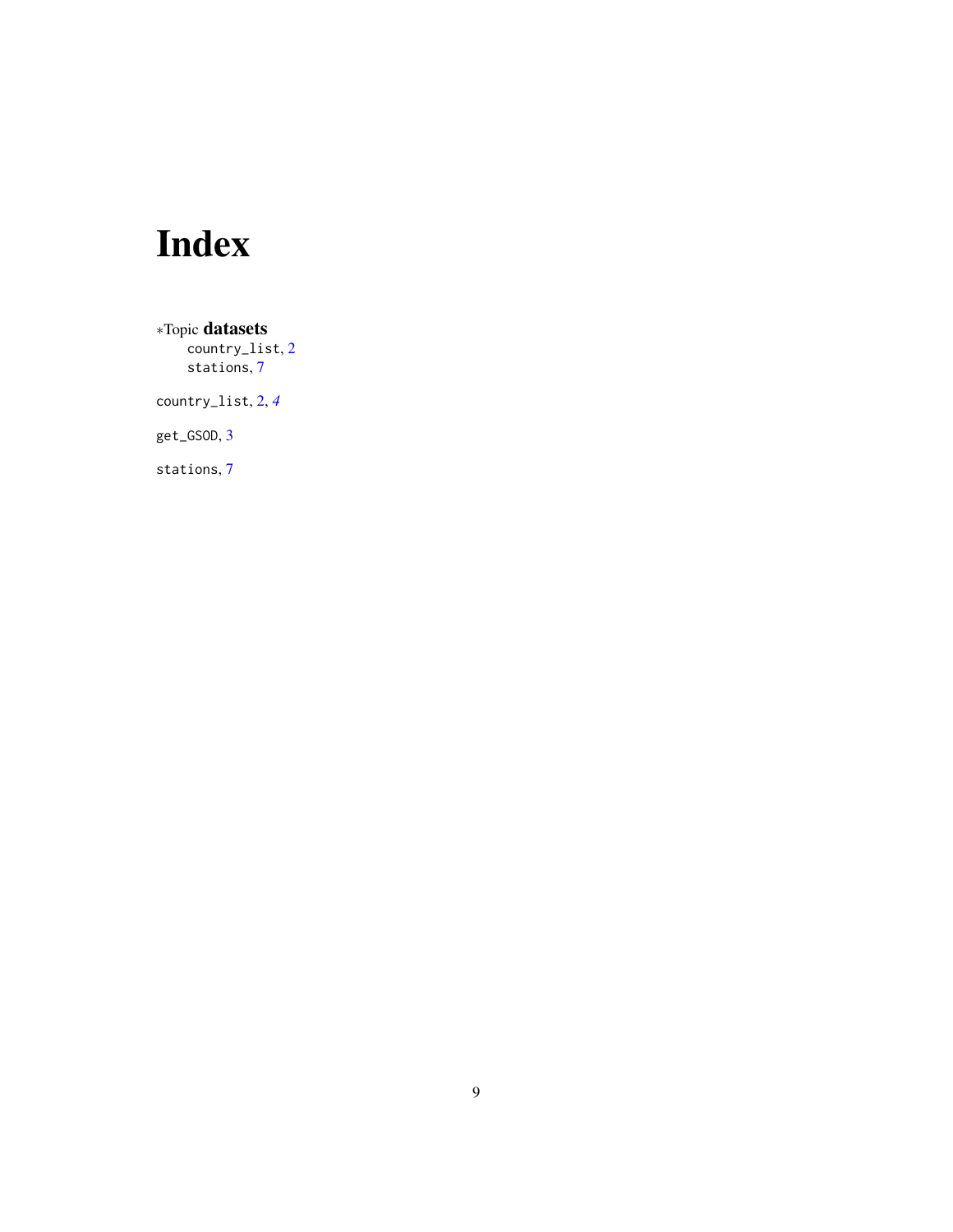# Index

∗Topic **datasets**
    country_list, 2
    stations, 7

country_list, 2, *4*

get_GSOD, 3

stations, 7